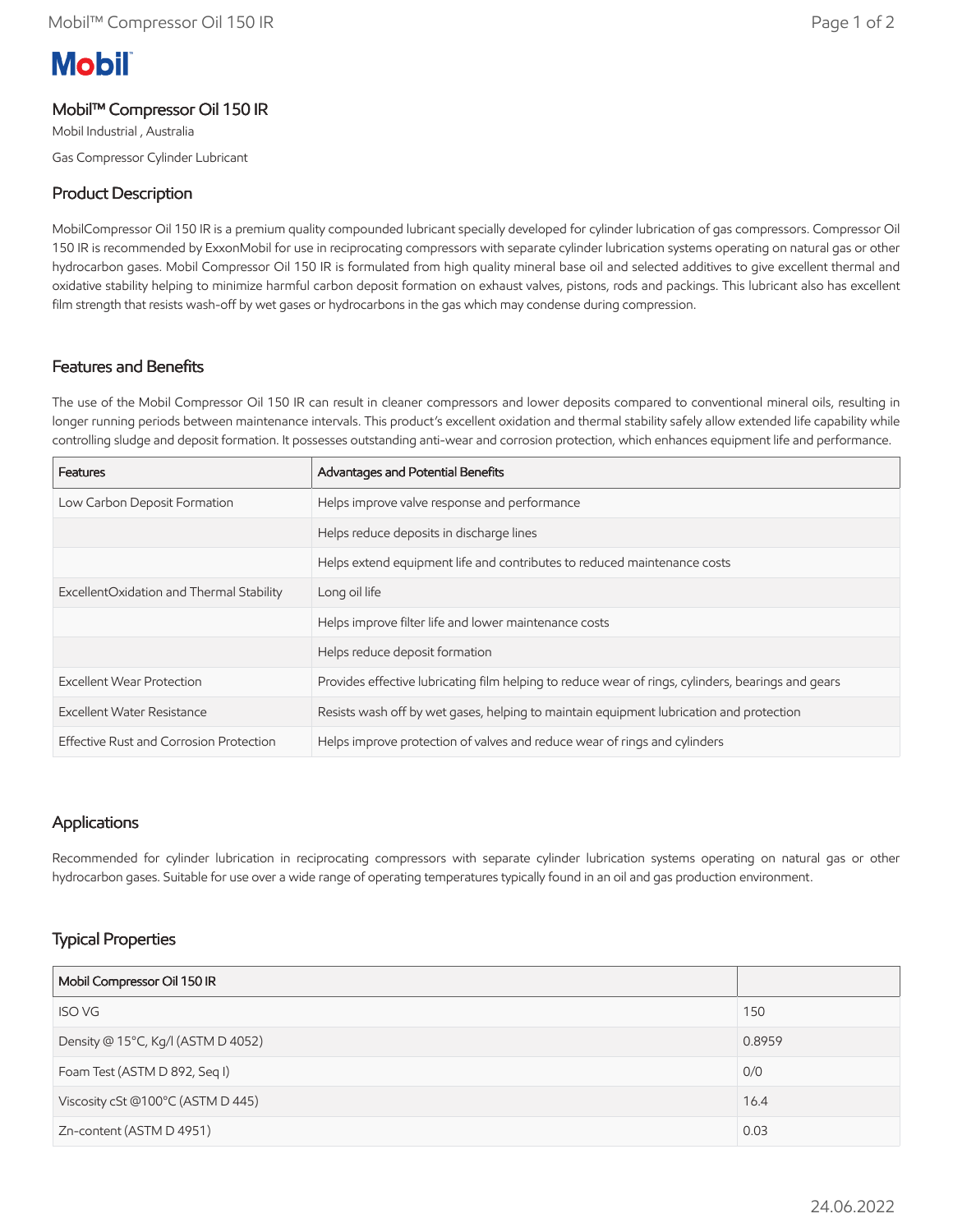**Mobil**

# Mobil™ Compressor Oil 150 IR

Mobil Industrial , Australia

Gas Compressor Cylinder Lubricant

## Product Description

MobilCompressor Oil 150 IR is a premium quality compounded lubricant specially developed for cylinder lubrication of gas compressors. Compressor Oil 150 IR is recommended by ExxonMobil for use in reciprocating compressors with separate cylinder lubrication systems operating on natural gas or other hydrocarbon gases. Mobil Compressor Oil 150 IR is formulated from high quality mineral base oil and selected additives to give excellent thermal and oxidative stability helping to minimize harmful carbon deposit formation on exhaust valves, pistons, rods and packings. This lubricant also has excellent film strength that resists wash-off by wet gases or hydrocarbons in the gas which may condense during compression.

## Features and Benefits

The use of the Mobil Compressor Oil 150 IR can result in cleaner compressors and lower deposits compared to conventional mineral oils, resulting in longer running periods between maintenance intervals. This product's excellent oxidation and thermal stability safely allow extended life capability while controlling sludge and deposit formation. It possesses outstanding anti-wear and corrosion protection, which enhances equipment life and performance.

| Features | Advantages and Potential Benefits |
|---|---|
| Low Carbon Deposit Formation | Helps improve valve response and performance |
| | Helps reduce deposits in discharge lines |
| | Helps extend equipment life and contributes to reduced maintenance costs |
| ExcellentOxidation and Thermal Stability | Long oil life |
| | Helps improve filter life and lower maintenance costs |
| | Helps reduce deposit formation |
| Excellent Wear Protection | Provides effective lubricating film helping to reduce wear of rings, cylinders, bearings and gears |
| Excellent Water Resistance | Resists wash off by wet gases, helping to maintain equipment lubrication and protection |
| Effective Rust and Corrosion Protection | Helps improve protection of valves and reduce wear of rings and cylinders |

## Applications

Recommended for cylinder lubrication in reciprocating compressors with separate cylinder lubrication systems operating on natural gas or other hydrocarbon gases. Suitable for use over a wide range of operating temperatures typically found in an oil and gas production environment.

## Typical Properties

| Mobil Compressor Oil 150 IR | |
|---|---|
| ISO VG | 150 |
| Density @ 15°C, Kg/l (ASTM D 4052) | 0.8959 |
| Foam Test (ASTM D 892, Seq I) | 0/0 |
| Viscosity cSt @100°C (ASTM D 445) | 16.4 |
| Zn-content (ASTM D 4951) | 0.03 |

24.06.2022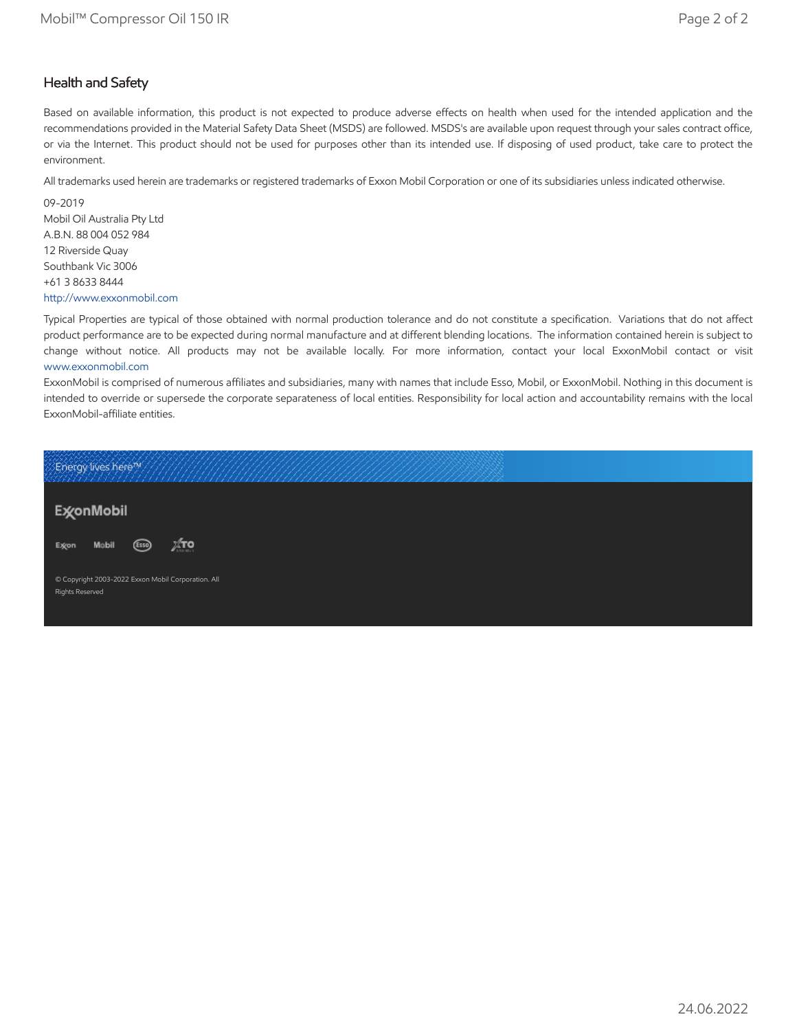## Health and Safety

Based on available information, this product is not expected to produce adverse effects on health when used for the intended application and the recommendations provided in the Material Safety Data Sheet (MSDS) are followed. MSDS's are available upon request through your sales contract office, or via the Internet. This product should not be used for purposes other than its intended use. If disposing of used product, take care to protect the environment.

All trademarks used herein are trademarks or registered trademarks of Exxon Mobil Corporation or one of its subsidiaries unless indicated otherwise.

09-2019
Mobil Oil Australia Pty Ltd
A.B.N. 88 004 052 984
12 Riverside Quay
Southbank Vic 3006
+61 3 8633 8444
http://www.exxonmobil.com

Typical Properties are typical of those obtained with normal production tolerance and do not constitute a specification. Variations that do not affect product performance are to be expected during normal manufacture and at different blending locations. The information contained herein is subject to change without notice. All products may not be available locally. For more information, contact your local ExxonMobil contact or visit www.exxonmobil.com

ExxonMobil is comprised of numerous affiliates and subsidiaries, many with names that include Esso, Mobil, or ExxonMobil. Nothing in this document is intended to override or supersede the corporate separateness of local entities. Responsibility for local action and accountability remains with the local ExxonMobil-affiliate entities.

Energy lives here™

ExxonMobil

Exxon Mobil Esso XTO

© Copyright 2003-2022 Exxon Mobil Corporation. All Rights Reserved

24.06.2022